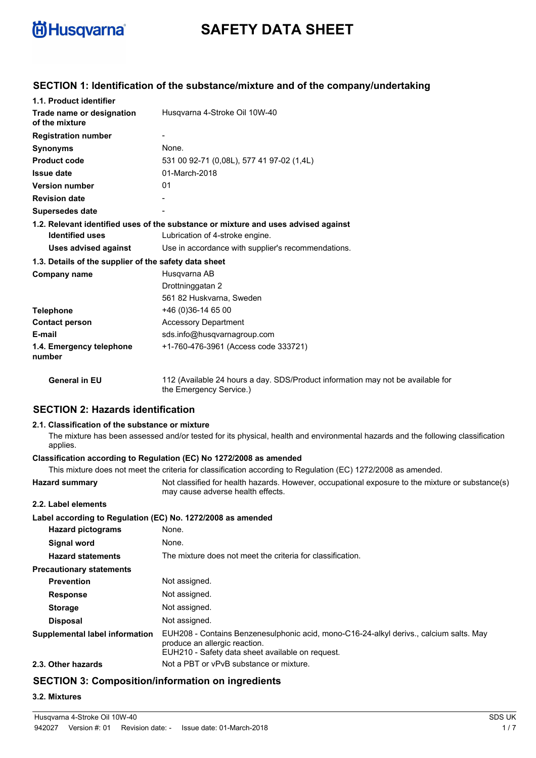# SAFETY DATA SHEET

## SECTION 1: Identification of the substance/mixture and of the company/undertaking

### 1.1. Product identifier

| | |
|---|---|
| **Trade name or designation of the mixture** | Husqvarna 4-Stroke Oil 10W-40 |
| **Registration number** | - |
| **Synonyms** | None. |
| **Product code** | 531 00 92-71 (0,08L), 577 41 97-02 (1,4L) |
| **Issue date** | 01-March-2018 |
| **Version number** | 01 |
| **Revision date** | - |
| **Supersedes date** | - |

### 1.2. Relevant identified uses of the substance or mixture and uses advised against

| | |
|---|---|
| **Identified uses** | Lubrication of 4-stroke engine. |
| **Uses advised against** | Use in accordance with supplier's recommendations. |

### 1.3. Details of the supplier of the safety data sheet

| | |
|---|---|
| **Company name** | Husqvarna AB<br>Drottninggatan 2<br>561 82 Huskvarna, Sweden |
| **Telephone** | +46 (0)36-14 65 00 |
| **Contact person** | Accessory Department |
| **E-mail** | sds.info@husqvarnagroup.com |
| **1.4. Emergency telephone number** | +1-760-476-3961 (Access code 333721) |
| **General in EU** | 112 (Available 24 hours a day. SDS/Product information may not be available for the Emergency Service.) |

## SECTION 2: Hazards identification

### 2.1. Classification of the substance or mixture

The mixture has been assessed and/or tested for its physical, health and environmental hazards and the following classification applies.

**Classification according to Regulation (EC) No 1272/2008 as amended**

This mixture does not meet the criteria for classification according to Regulation (EC) 1272/2008 as amended.

| | |
|---|---|
| **Hazard summary** | Not classified for health hazards. However, occupational exposure to the mixture or substance(s) may cause adverse health effects. |

### 2.2. Label elements

**Label according to Regulation (EC) No. 1272/2008 as amended**

| | |
|---|---|
| **Hazard pictograms** | None. |
| **Signal word** | None. |
| **Hazard statements** | The mixture does not meet the criteria for classification. |
| **Precautionary statements** | |
| **Prevention** | Not assigned. |
| **Response** | Not assigned. |
| **Storage** | Not assigned. |
| **Disposal** | Not assigned. |
| **Supplemental label information** | EUH208 - Contains Benzenesulphonic acid, mono-C16-24-alkyl derivs., calcium salts. May produce an allergic reaction.<br>EUH210 - Safety data sheet available on request. |
| **2.3. Other hazards** | Not a PBT or vPvB substance or mixture. |

## SECTION 3: Composition/information on ingredients

### 3.2. Mixtures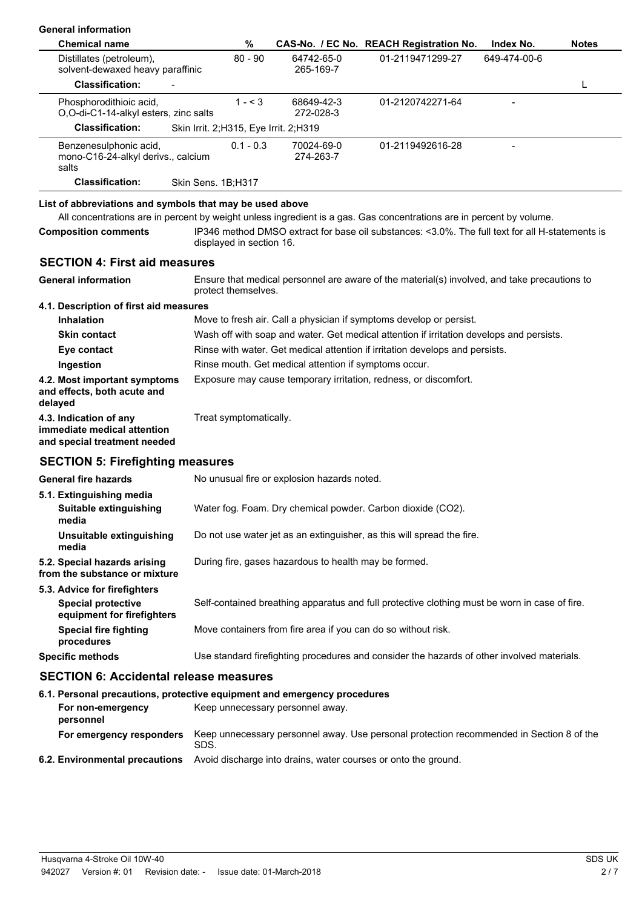**General information**

| Chemical name | % | CAS-No. / EC No. | REACH Registration No. | Index No. | Notes |
|---|---|---|---|---|---|
| Distillates (petroleum), solvent-dewaxed heavy paraffinic | 80 - 90 | 64742-65-0 265-169-7 | 01-2119471299-27 | 649-474-00-6 | |
| **Classification:** - | | | | | L |
| Phosphorodithioic acid, O,O-di-C1-14-alkyl esters, zinc salts | 1 - < 3 | 68649-42-3 272-028-3 | 01-2120742271-64 | - | |
| **Classification:** Skin Irrit. 2;H315, Eye Irrit. 2;H319 | | | | | |
| Benzenesulphonic acid, mono-C16-24-alkyl derivs., calcium salts | 0.1 - 0.3 | 70024-69-0 274-263-7 | 01-2119492616-28 | - | |
| **Classification:** Skin Sens. 1B;H317 | | | | | |

**List of abbreviations and symbols that may be used above**

All concentrations are in percent by weight unless ingredient is a gas. Gas concentrations are in percent by volume.

**Composition comments** IP346 method DMSO extract for base oil substances: <3.0%. The full text for all H-statements is displayed in section 16.

## SECTION 4: First aid measures

**General information** Ensure that medical personnel are aware of the material(s) involved, and take precautions to protect themselves.

**4.1. Description of first aid measures**

**Inhalation** Move to fresh air. Call a physician if symptoms develop or persist.

**Skin contact** Wash off with soap and water. Get medical attention if irritation develops and persists.

**Eye contact** Rinse with water. Get medical attention if irritation develops and persists.

**Ingestion** Rinse mouth. Get medical attention if symptoms occur.

**4.2. Most important symptoms and effects, both acute and delayed** Exposure may cause temporary irritation, redness, or discomfort.

**4.3. Indication of any immediate medical attention and special treatment needed** Treat symptomatically.

## SECTION 5: Firefighting measures

**General fire hazards** No unusual fire or explosion hazards noted.

**5.1. Extinguishing media**

**Suitable extinguishing media** Water fog. Foam. Dry chemical powder. Carbon dioxide ($CO_2$).

**Unsuitable extinguishing media** Do not use water jet as an extinguisher, as this will spread the fire.

**5.2. Special hazards arising from the substance or mixture** During fire, gases hazardous to health may be formed.

**5.3. Advice for firefighters**

**Special protective equipment for firefighters** Self-contained breathing apparatus and full protective clothing must be worn in case of fire.

**Special fire fighting procedures** Move containers from fire area if you can do so without risk.

**Specific methods** Use standard firefighting procedures and consider the hazards of other involved materials.

## SECTION 6: Accidental release measures

**6.1. Personal precautions, protective equipment and emergency procedures**

**For non-emergency personnel** Keep unnecessary personnel away.

**For emergency responders** Keep unnecessary personnel away. Use personal protection recommended in Section 8 of the SDS.

**6.2. Environmental precautions** Avoid discharge into drains, water courses or onto the ground.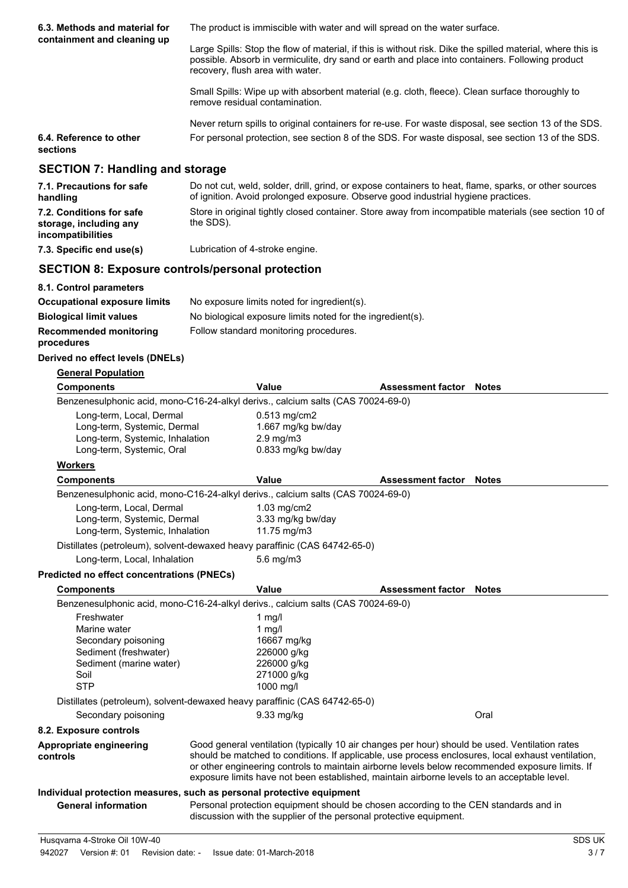**6.3. Methods and material for containment and cleaning up**

The product is immiscible with water and will spread on the water surface.

Large Spills: Stop the flow of material, if this is without risk. Dike the spilled material, where this is possible. Absorb in vermiculite, dry sand or earth and place into containers. Following product recovery, flush area with water.

Small Spills: Wipe up with absorbent material (e.g. cloth, fleece). Clean surface thoroughly to remove residual contamination.

Never return spills to original containers for re-use. For waste disposal, see section 13 of the SDS.

**6.4. Reference to other sections**

For personal protection, see section 8 of the SDS. For waste disposal, see section 13 of the SDS.

## SECTION 7: Handling and storage

**7.1. Precautions for safe handling**

Do not cut, weld, solder, drill, grind, or expose containers to heat, flame, sparks, or other sources of ignition. Avoid prolonged exposure. Observe good industrial hygiene practices.

**7.2. Conditions for safe storage, including any incompatibilities**

Store in original tightly closed container. Store away from incompatible materials (see section 10 of the SDS).

**7.3. Specific end use(s)**

Lubrication of 4-stroke engine.

## SECTION 8: Exposure controls/personal protection

**8.1. Control parameters**

**Occupational exposure limits** No exposure limits noted for ingredient(s).

**Biological limit values** No biological exposure limits noted for the ingredient(s).

**Recommended monitoring procedures** Follow standard monitoring procedures.

**Derived no effect levels (DNELs)**

**General Population**

| Components | Value | Assessment factor | Notes |
|---|---|---|---|
| Benzenesulphonic acid, mono-C16-24-alkyl derivs., calcium salts (CAS 70024-69-0) | | | |
| Long-term, Local, Dermal | 0.513 mg/cm2 | | |
| Long-term, Systemic, Dermal | 1.667 mg/kg bw/day | | |
| Long-term, Systemic, Inhalation | 2.9 mg/m3 | | |
| Long-term, Systemic, Oral | 0.833 mg/kg bw/day | | |

**Workers**

| Components | Value | Assessment factor | Notes |
|---|---|---|---|
| Benzenesulphonic acid, mono-C16-24-alkyl derivs., calcium salts (CAS 70024-69-0) | | | |
| Long-term, Local, Dermal | 1.03 mg/cm2 | | |
| Long-term, Systemic, Dermal | 3.33 mg/kg bw/day | | |
| Long-term, Systemic, Inhalation | 11.75 mg/m3 | | |
| Distillates (petroleum), solvent-dewaxed heavy paraffinic (CAS 64742-65-0) | | | |
| Long-term, Local, Inhalation | 5.6 mg/m3 | | |

**Predicted no effect concentrations (PNECs)**

| Components | Value | Assessment factor | Notes |
|---|---|---|---|
| Benzenesulphonic acid, mono-C16-24-alkyl derivs., calcium salts (CAS 70024-69-0) | | | |
| Freshwater | 1 mg/l | | |
| Marine water | 1 mg/l | | |
| Secondary poisoning | 16667 mg/kg | | |
| Sediment (freshwater) | 226000 g/kg | | |
| Sediment (marine water) | 226000 g/kg | | |
| Soil | 271000 g/kg | | |
| STP | 1000 mg/l | | |
| Distillates (petroleum), solvent-dewaxed heavy paraffinic (CAS 64742-65-0) | | | |
| Secondary poisoning | 9.33 mg/kg | | Oral |

**8.2. Exposure controls**

**Appropriate engineering controls**

Good general ventilation (typically 10 air changes per hour) should be used. Ventilation rates should be matched to conditions. If applicable, use process enclosures, local exhaust ventilation, or other engineering controls to maintain airborne levels below recommended exposure limits. If exposure limits have not been established, maintain airborne levels to an acceptable level.

**Individual protection measures, such as personal protective equipment**

**General information**

Personal protection equipment should be chosen according to the CEN standards and in discussion with the supplier of the personal protective equipment.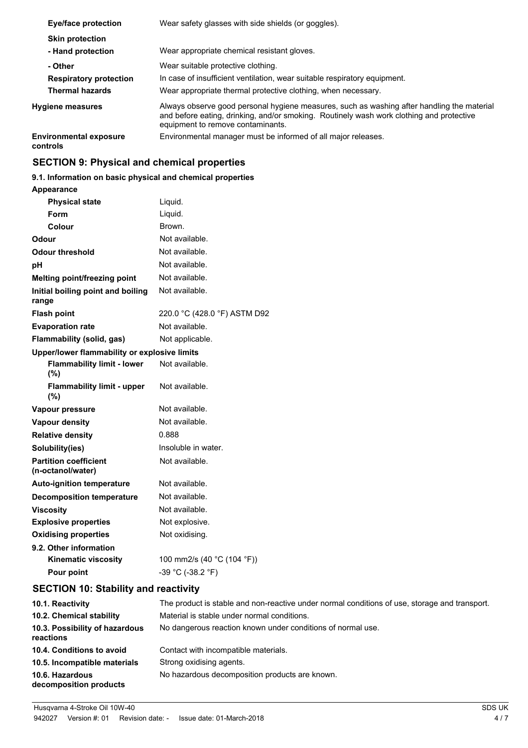| | |
|---|---|
| **Eye/face protection** | Wear safety glasses with side shields (or goggles). |
| **Skin protection** | |
| **- Hand protection** | Wear appropriate chemical resistant gloves. |
| **- Other** | Wear suitable protective clothing. |
| **Respiratory protection** | In case of insufficient ventilation, wear suitable respiratory equipment. |
| **Thermal hazards** | Wear appropriate thermal protective clothing, when necessary. |
| **Hygiene measures** | Always observe good personal hygiene measures, such as washing after handling the material and before eating, drinking, and/or smoking. Routinely wash work clothing and protective equipment to remove contaminants. |
| **Environmental exposure controls** | Environmental manager must be informed of all major releases. |

## SECTION 9: Physical and chemical properties

### 9.1. Information on basic physical and chemical properties

| | |
|---|---|
| **Appearance** | |
| **Physical state** | Liquid. |
| **Form** | Liquid. |
| **Colour** | Brown. |
| **Odour** | Not available. |
| **Odour threshold** | Not available. |
| **pH** | Not available. |
| **Melting point/freezing point** | Not available. |
| **Initial boiling point and boiling range** | Not available. |
| **Flash point** | 220.0 °C (428.0 °F) ASTM D92 |
| **Evaporation rate** | Not available. |
| **Flammability (solid, gas)** | Not applicable. |
| **Upper/lower flammability or explosive limits** | |
| **Flammability limit - lower (%)** | Not available. |
| **Flammability limit - upper (%)** | Not available. |
| **Vapour pressure** | Not available. |
| **Vapour density** | Not available. |
| **Relative density** | 0.888 |
| **Solubility(ies)** | Insoluble in water. |
| **Partition coefficient (n-octanol/water)** | Not available. |
| **Auto-ignition temperature** | Not available. |
| **Decomposition temperature** | Not available. |
| **Viscosity** | Not available. |
| **Explosive properties** | Not explosive. |
| **Oxidising properties** | Not oxidising. |
| **9.2. Other information** | |
| **Kinematic viscosity** | 100 mm2/s (40 °C (104 °F)) |
| **Pour point** | -39 °C (-38.2 °F) |

## SECTION 10: Stability and reactivity

| | |
|---|---|
| **10.1. Reactivity** | The product is stable and non-reactive under normal conditions of use, storage and transport. |
| **10.2. Chemical stability** | Material is stable under normal conditions. |
| **10.3. Possibility of hazardous reactions** | No dangerous reaction known under conditions of normal use. |
| **10.4. Conditions to avoid** | Contact with incompatible materials. |
| **10.5. Incompatible materials** | Strong oxidising agents. |
| **10.6. Hazardous decomposition products** | No hazardous decomposition products are known. |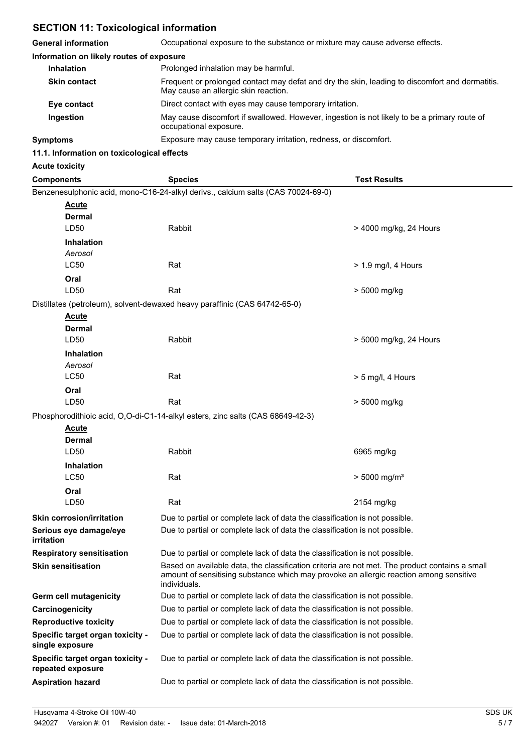## SECTION 11: Toxicological information

**General information** Occupational exposure to the substance or mixture may cause adverse effects.

**Information on likely routes of exposure**

**Inhalation** Prolonged inhalation may be harmful.

**Skin contact** Frequent or prolonged contact may defat and dry the skin, leading to discomfort and dermatitis. May cause an allergic skin reaction.

**Eye contact** Direct contact with eyes may cause temporary irritation.

**Ingestion** May cause discomfort if swallowed. However, ingestion is not likely to be a primary route of occupational exposure.

**Symptoms** Exposure may cause temporary irritation, redness, or discomfort.

**11.1. Information on toxicological effects**

**Acute toxicity**

| Components | Species | Test Results |
|---|---|---|
| Benzenesulphonic acid, mono-C16-24-alkyl derivs., calcium salts (CAS 70024-69-0) | | |
| **Acute** | | |
| **Dermal** | | |
| LD50 | Rabbit | > 4000 mg/kg, 24 Hours |
| **Inhalation** | | |
| *Aerosol* | | |
| LC50 | Rat | > 1.9 mg/l, 4 Hours |
| **Oral** | | |
| LD50 | Rat | > 5000 mg/kg |
| Distillates (petroleum), solvent-dewaxed heavy paraffinic (CAS 64742-65-0) | | |
| **Acute** | | |
| **Dermal** | | |
| LD50 | Rabbit | > 5000 mg/kg, 24 Hours |
| **Inhalation** | | |
| *Aerosol* | | |
| LC50 | Rat | > 5 mg/l, 4 Hours |
| **Oral** | | |
| LD50 | Rat | > 5000 mg/kg |
| Phosphorodithioic acid, O,O-di-C1-14-alkyl esters, zinc salts (CAS 68649-42-3) | | |
| **Acute** | | |
| **Dermal** | | |
| LD50 | Rabbit | 6965 mg/kg |
| **Inhalation** | | |
| LC50 | Rat | > 5000 mg/m³ |
| **Oral** | | |
| LD50 | Rat | 2154 mg/kg |

**Skin corrosion/irritation** Due to partial or complete lack of data the classification is not possible.

**Serious eye damage/eye irritation** Due to partial or complete lack of data the classification is not possible.

**Respiratory sensitisation** Due to partial or complete lack of data the classification is not possible.

**Skin sensitisation** Based on available data, the classification criteria are not met. The product contains a small amount of sensitising substance which may provoke an allergic reaction among sensitive individuals.

**Germ cell mutagenicity** Due to partial or complete lack of data the classification is not possible.

**Carcinogenicity** Due to partial or complete lack of data the classification is not possible.

**Reproductive toxicity** Due to partial or complete lack of data the classification is not possible.

**Specific target organ toxicity - single exposure** Due to partial or complete lack of data the classification is not possible.

**Specific target organ toxicity - repeated exposure** Due to partial or complete lack of data the classification is not possible.

**Aspiration hazard** Due to partial or complete lack of data the classification is not possible.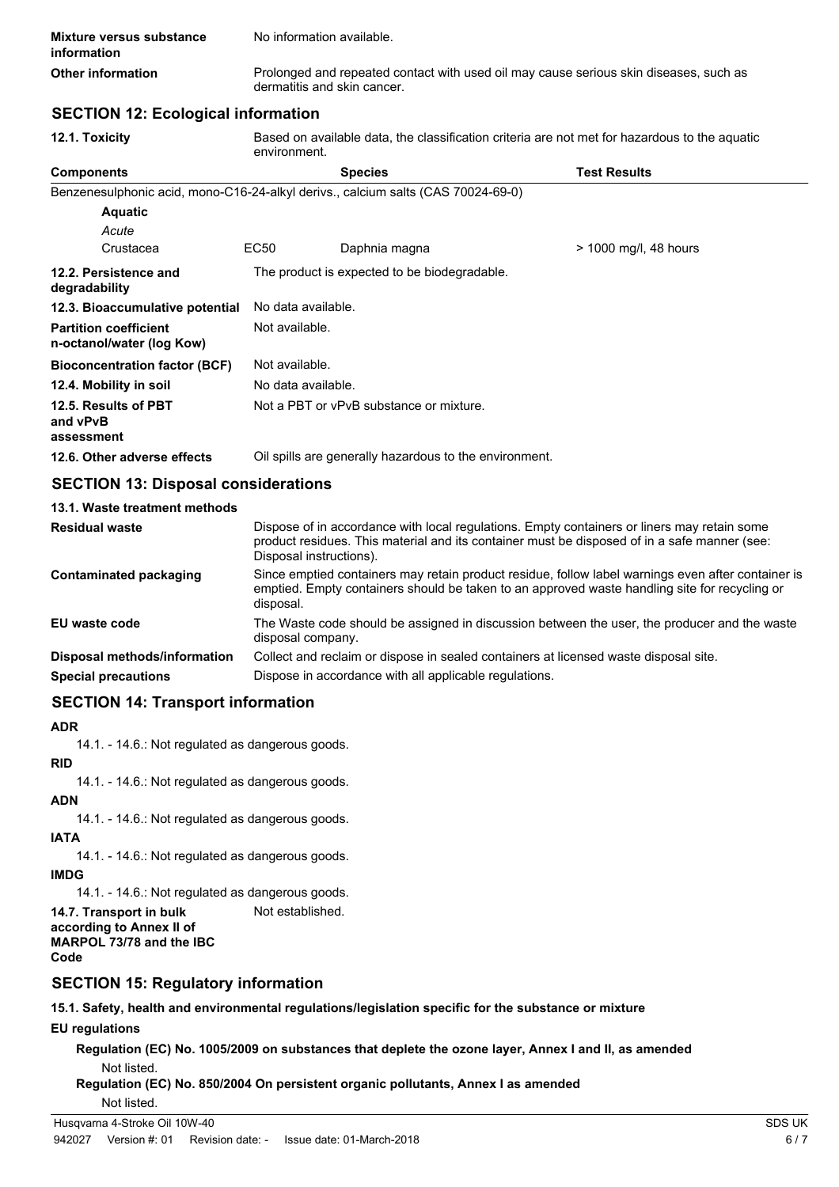**Mixture versus substance information**: No information available.

**Other information**: Prolonged and repeated contact with used oil may cause serious skin diseases, such as dermatitis and skin cancer.

## SECTION 12: Ecological information

**12.1. Toxicity**: Based on available data, the classification criteria are not met for hazardous to the aquatic environment.

| Components | | Species | Test Results |
|---|---|---|---|
| Benzenesulphonic acid, mono-C16-24-alkyl derivs., calcium salts (CAS 70024-69-0) | | | |
| **Aquatic** | | | |
| *Acute* | | | |
| Crustacea | EC50 | Daphnia magna | > 1000 mg/l, 48 hours |

**12.2. Persistence and degradability**: The product is expected to be biodegradable.

**12.3. Bioaccumulative potential**: No data available.

**Partition coefficient n-octanol/water (log Kow)**: Not available.

**Bioconcentration factor (BCF)**: Not available.

**12.4. Mobility in soil**: No data available.

**12.5. Results of PBT and vPvB assessment**: Not a PBT or vPvB substance or mixture.

**12.6. Other adverse effects**: Oil spills are generally hazardous to the environment.

## SECTION 13: Disposal considerations

**13.1. Waste treatment methods**

**Residual waste**: Dispose of in accordance with local regulations. Empty containers or liners may retain some product residues. This material and its container must be disposed of in a safe manner (see: Disposal instructions).

**Contaminated packaging**: Since emptied containers may retain product residue, follow label warnings even after container is emptied. Empty containers should be taken to an approved waste handling site for recycling or disposal.

**EU waste code**: The Waste code should be assigned in discussion between the user, the producer and the waste disposal company.

**Disposal methods/information**: Collect and reclaim or dispose in sealed containers at licensed waste disposal site.

**Special precautions**: Dispose in accordance with all applicable regulations.

## SECTION 14: Transport information

**ADR**

14.1. - 14.6.: Not regulated as dangerous goods.

**RID**

14.1. - 14.6.: Not regulated as dangerous goods.

**ADN**

14.1. - 14.6.: Not regulated as dangerous goods.

**IATA**

14.1. - 14.6.: Not regulated as dangerous goods.

**IMDG**

14.1. - 14.6.: Not regulated as dangerous goods.

**14.7. Transport in bulk according to Annex II of MARPOL 73/78 and the IBC Code**: Not established.

## SECTION 15: Regulatory information

**15.1. Safety, health and environmental regulations/legislation specific for the substance or mixture**

**EU regulations**

**Regulation (EC) No. 1005/2009 on substances that deplete the ozone layer, Annex I and II, as amended**

Not listed.

**Regulation (EC) No. 850/2004 On persistent organic pollutants, Annex I as amended**

Not listed.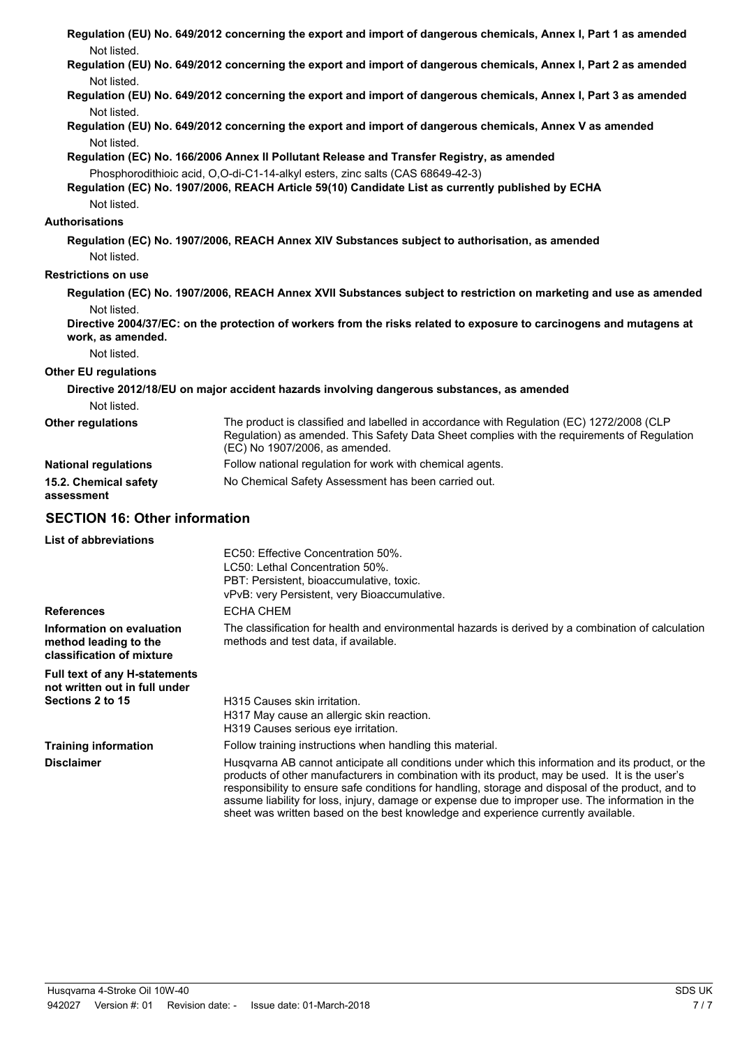**Regulation (EU) No. 649/2012 concerning the export and import of dangerous chemicals, Annex I, Part 1 as amended**

Not listed.

**Regulation (EU) No. 649/2012 concerning the export and import of dangerous chemicals, Annex I, Part 2 as amended**

Not listed.

**Regulation (EU) No. 649/2012 concerning the export and import of dangerous chemicals, Annex I, Part 3 as amended**

Not listed.

**Regulation (EU) No. 649/2012 concerning the export and import of dangerous chemicals, Annex V as amended**

Not listed.

**Regulation (EC) No. 166/2006 Annex II Pollutant Release and Transfer Registry, as amended**

Phosphorodithioic acid, O,O-di-C1-14-alkyl esters, zinc salts (CAS 68649-42-3)

**Regulation (EC) No. 1907/2006, REACH Article 59(10) Candidate List as currently published by ECHA**

Not listed.

**Authorisations**

**Regulation (EC) No. 1907/2006, REACH Annex XIV Substances subject to authorisation, as amended**

Not listed.

**Restrictions on use**

**Regulation (EC) No. 1907/2006, REACH Annex XVII Substances subject to restriction on marketing and use as amended**

Not listed.

**Directive 2004/37/EC: on the protection of workers from the risks related to exposure to carcinogens and mutagens at work, as amended.**

Not listed.

**Other EU regulations**

**Directive 2012/18/EU on major accident hazards involving dangerous substances, as amended**

Not listed.

**Other regulations**: The product is classified and labelled in accordance with Regulation (EC) 1272/2008 (CLP Regulation) as amended. This Safety Data Sheet complies with the requirements of Regulation (EC) No 1907/2006, as amended.

**National regulations**: Follow national regulation for work with chemical agents.

**15.2. Chemical safety assessment**: No Chemical Safety Assessment has been carried out.

## SECTION 16: Other information

**List of abbreviations**

EC50: Effective Concentration 50%.
LC50: Lethal Concentration 50%.
PBT: Persistent, bioaccumulative, toxic.
vPvB: very Persistent, very Bioaccumulative.

**References**: ECHA CHEM

**Information on evaluation method leading to the classification of mixture**: The classification for health and environmental hazards is derived by a combination of calculation methods and test data, if available.

**Full text of any H-statements not written out in full under Sections 2 to 15**

H315 Causes skin irritation.
H317 May cause an allergic skin reaction.
H319 Causes serious eye irritation.

**Training information**: Follow training instructions when handling this material.

**Disclaimer**: Husqvarna AB cannot anticipate all conditions under which this information and its product, or the products of other manufacturers in combination with its product, may be used. It is the user's responsibility to ensure safe conditions for handling, storage and disposal of the product, and to assume liability for loss, injury, damage or expense due to improper use. The information in the sheet was written based on the best knowledge and experience currently available.